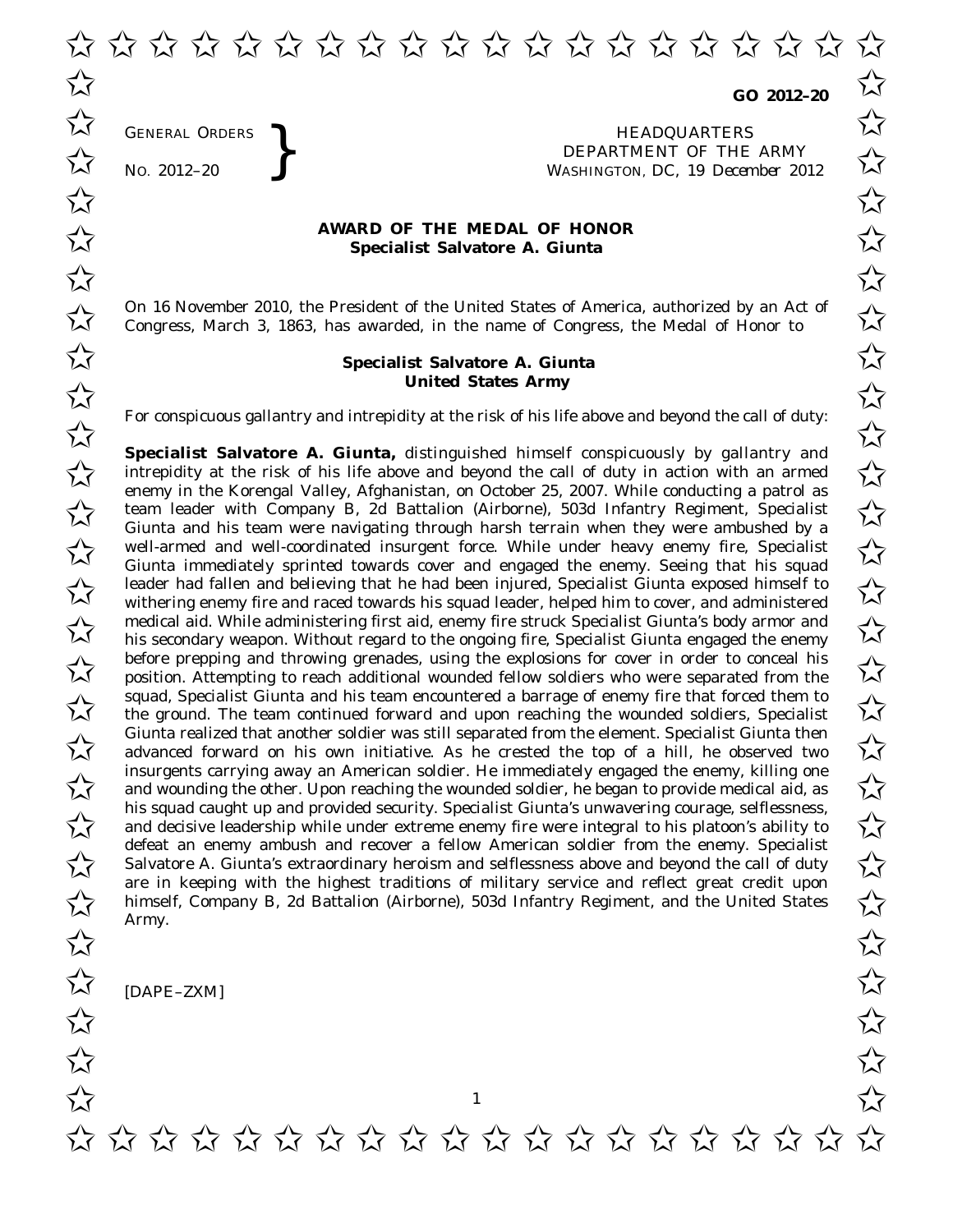**GO 2012–20**

GENERAL ORDERS
NO. 2012–20

HEADQUARTERS
DEPARTMENT OF THE ARMY
WASHINGTON, DC, *19 December 2012*

## AWARD OF THE MEDAL OF HONOR
### Specialist Salvatore A. Giunta

On 16 November 2010, the President of the United States of America, authorized by an Act of Congress, March 3, 1863, has awarded, in the name of Congress, the Medal of Honor to

**Specialist Salvatore A. Giunta**
**United States Army**

For conspicuous gallantry and intrepidity at the risk of his life above and beyond the call of duty:

**Specialist Salvatore A. Giunta,** distinguished himself conspicuously by gallantry and intrepidity at the risk of his life above and beyond the call of duty in action with an armed enemy in the Korengal Valley, Afghanistan, on October 25, 2007. While conducting a patrol as team leader with Company B, 2d Battalion (Airborne), 503d Infantry Regiment, Specialist Giunta and his team were navigating through harsh terrain when they were ambushed by a well-armed and well-coordinated insurgent force. While under heavy enemy fire, Specialist Giunta immediately sprinted towards cover and engaged the enemy. Seeing that his squad leader had fallen and believing that he had been injured, Specialist Giunta exposed himself to withering enemy fire and raced towards his squad leader, helped him to cover, and administered medical aid. While administering first aid, enemy fire struck Specialist Giunta's body armor and his secondary weapon. Without regard to the ongoing fire, Specialist Giunta engaged the enemy before prepping and throwing grenades, using the explosions for cover in order to conceal his position. Attempting to reach additional wounded fellow soldiers who were separated from the squad, Specialist Giunta and his team encountered a barrage of enemy fire that forced them to the ground. The team continued forward and upon reaching the wounded soldiers, Specialist Giunta realized that another soldier was still separated from the element. Specialist Giunta then advanced forward on his own initiative. As he crested the top of a hill, he observed two insurgents carrying away an American soldier. He immediately engaged the enemy, killing one and wounding the other. Upon reaching the wounded soldier, he began to provide medical aid, as his squad caught up and provided security. Specialist Giunta's unwavering courage, selflessness, and decisive leadership while under extreme enemy fire were integral to his platoon's ability to defeat an enemy ambush and recover a fellow American soldier from the enemy. Specialist Salvatore A. Giunta's extraordinary heroism and selflessness above and beyond the call of duty are in keeping with the highest traditions of military service and reflect great credit upon himself, Company B, 2d Battalion (Airborne), 503d Infantry Regiment, and the United States Army.

[DAPE–ZXM]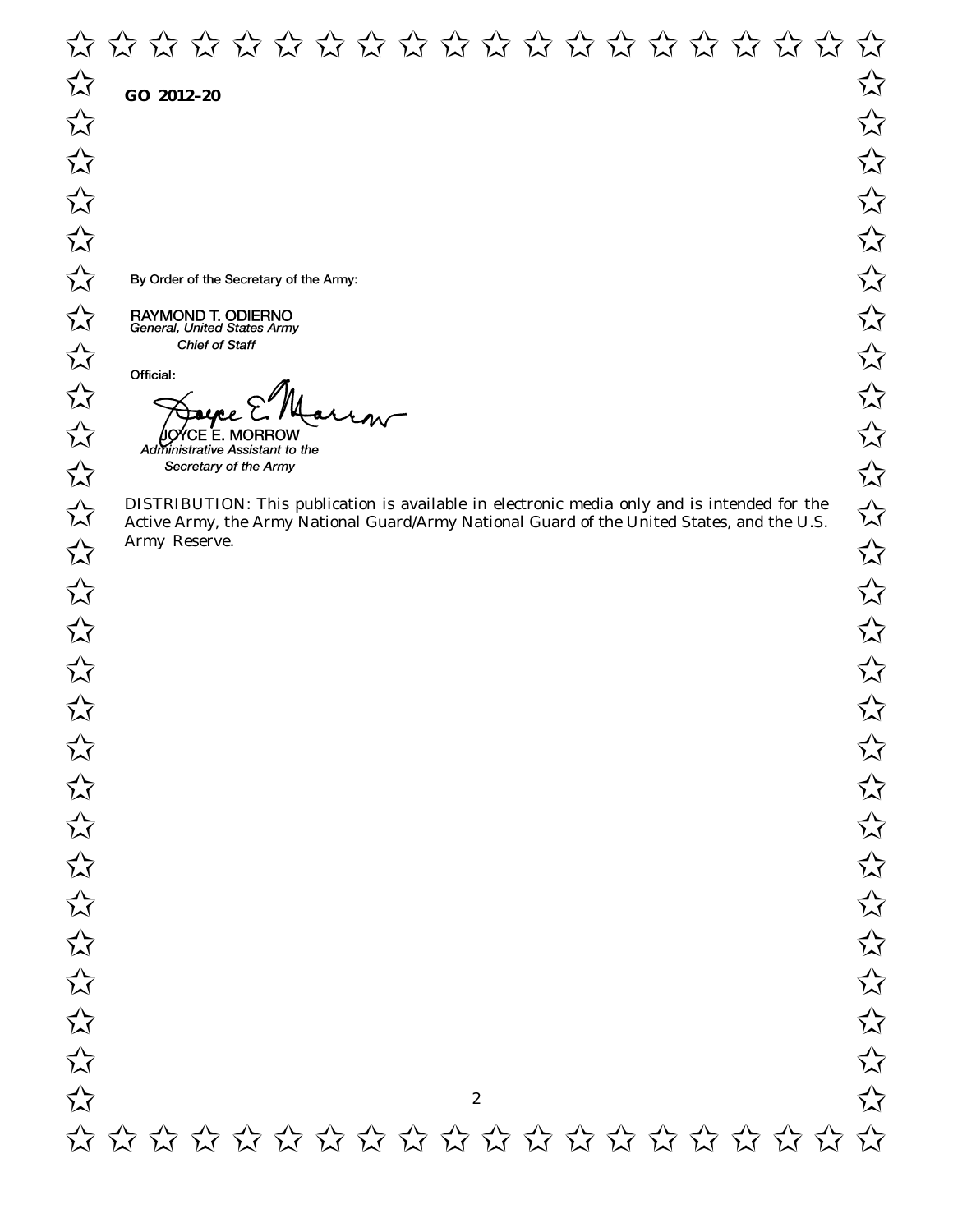**GO 2012–20**

By Order of the Secretary of the Army:

RAYMOND T. ODIERNO
*General, United States Army*
*Chief of Staff*

Official:

JOYCE E. MORROW
*Administrative Assistant to the*
*Secretary of the Army*

DISTRIBUTION: This publication is available in electronic media only and is intended for the Active Army, the Army National Guard/Army National Guard of the United States, and the U.S. Army Reserve.